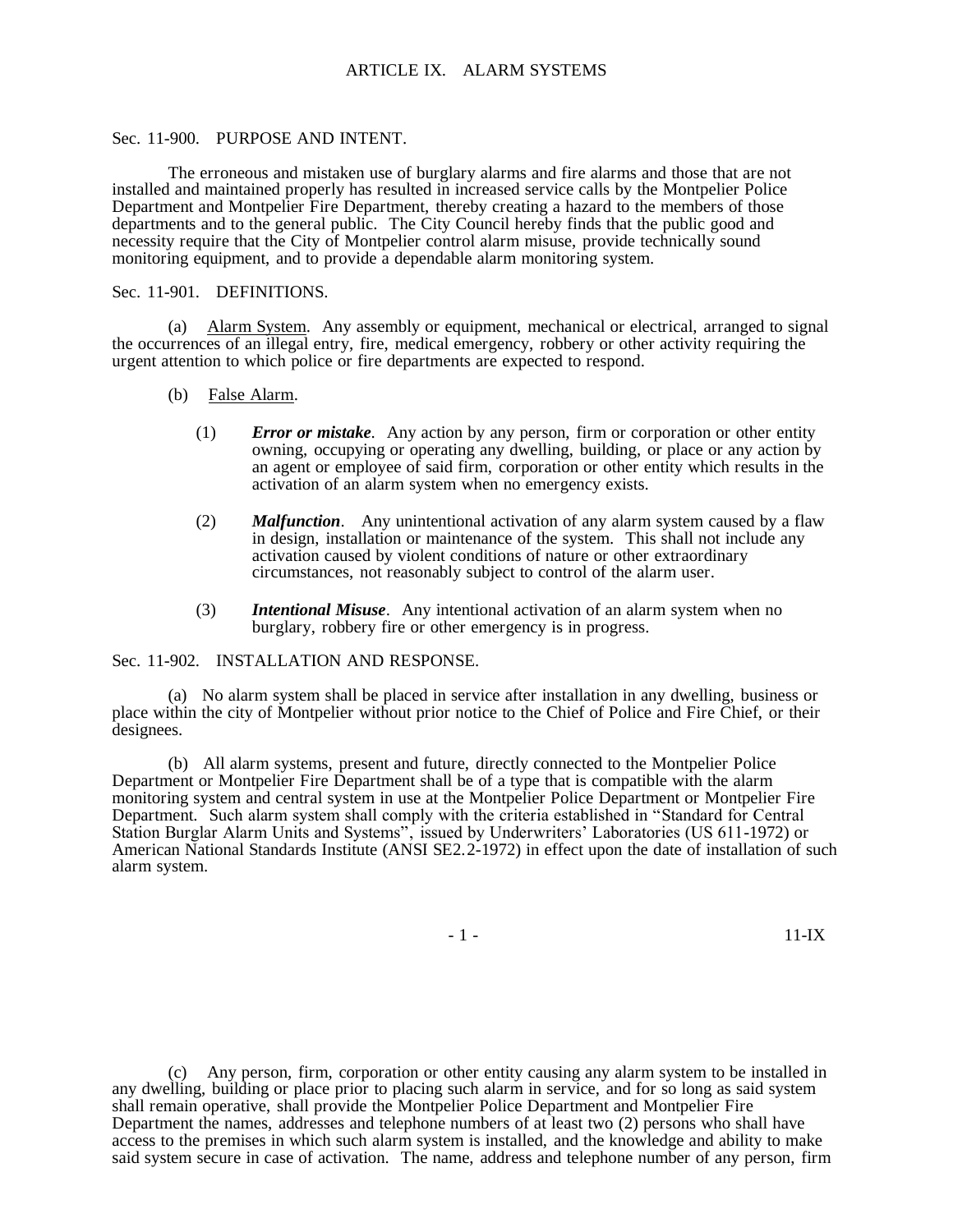# ARTICLE IX. ALARM SYSTEMS

## Sec. 11-900. PURPOSE AND INTENT.

The erroneous and mistaken use of burglary alarms and fire alarms and those that are not installed and maintained properly has resulted in increased service calls by the Montpelier Police Department and Montpelier Fire Department, thereby creating a hazard to the members of those departments and to the general public. The City Council hereby finds that the public good and necessity require that the City of Montpelier control alarm misuse, provide technically sound monitoring equipment, and to provide a dependable alarm monitoring system.

## Sec. 11-901. DEFINITIONS.

(a) Alarm System. Any assembly or equipment, mechanical or electrical, arranged to signal the occurrences of an illegal entry, fire, medical emergency, robbery or other activity requiring the urgent attention to which police or fire departments are expected to respond.

(b) False Alarm.

(1) ***Error or mistake***. Any action by any person, firm or corporation or other entity owning, occupying or operating any dwelling, building, or place or any action by an agent or employee of said firm, corporation or other entity which results in the activation of an alarm system when no emergency exists.

(2) ***Malfunction***. Any unintentional activation of any alarm system caused by a flaw in design, installation or maintenance of the system. This shall not include any activation caused by violent conditions of nature or other extraordinary circumstances, not reasonably subject to control of the alarm user.

(3) ***Intentional Misuse***. Any intentional activation of an alarm system when no burglary, robbery fire or other emergency is in progress.

## Sec. 11-902. INSTALLATION AND RESPONSE.

(a) No alarm system shall be placed in service after installation in any dwelling, business or place within the city of Montpelier without prior notice to the Chief of Police and Fire Chief, or their designees.

(b) All alarm systems, present and future, directly connected to the Montpelier Police Department or Montpelier Fire Department shall be of a type that is compatible with the alarm monitoring system and central system in use at the Montpelier Police Department or Montpelier Fire Department. Such alarm system shall comply with the criteria established in "Standard for Central Station Burglar Alarm Units and Systems", issued by Underwriters' Laboratories (US 611-1972) or American National Standards Institute (ANSI SE2.2-1972) in effect upon the date of installation of such alarm system.

(c) Any person, firm, corporation or other entity causing any alarm system to be installed in any dwelling, building or place prior to placing such alarm in service, and for so long as said system shall remain operative, shall provide the Montpelier Police Department and Montpelier Fire Department the names, addresses and telephone numbers of at least two (2) persons who shall have access to the premises in which such alarm system is installed, and the knowledge and ability to make said system secure in case of activation. The name, address and telephone number of any person, firm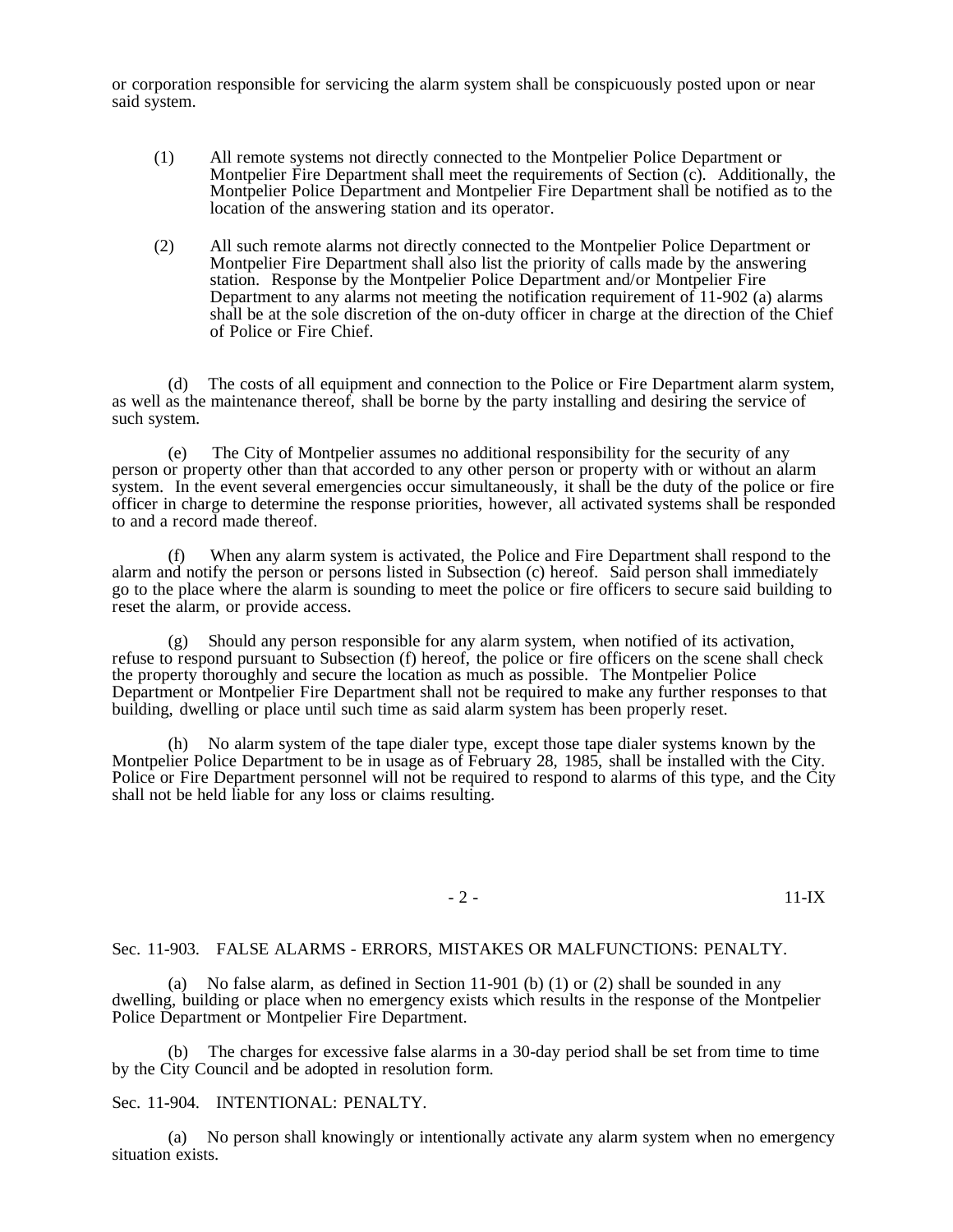or corporation responsible for servicing the alarm system shall be conspicuously posted upon or near said system.

(1) All remote systems not directly connected to the Montpelier Police Department or Montpelier Fire Department shall meet the requirements of Section (c). Additionally, the Montpelier Police Department and Montpelier Fire Department shall be notified as to the location of the answering station and its operator.

(2) All such remote alarms not directly connected to the Montpelier Police Department or Montpelier Fire Department shall also list the priority of calls made by the answering station. Response by the Montpelier Police Department and/or Montpelier Fire Department to any alarms not meeting the notification requirement of 11-902 (a) alarms shall be at the sole discretion of the on-duty officer in charge at the direction of the Chief of Police or Fire Chief.

(d) The costs of all equipment and connection to the Police or Fire Department alarm system, as well as the maintenance thereof, shall be borne by the party installing and desiring the service of such system.

(e) The City of Montpelier assumes no additional responsibility for the security of any person or property other than that accorded to any other person or property with or without an alarm system. In the event several emergencies occur simultaneously, it shall be the duty of the police or fire officer in charge to determine the response priorities, however, all activated systems shall be responded to and a record made thereof.

(f) When any alarm system is activated, the Police and Fire Department shall respond to the alarm and notify the person or persons listed in Subsection (c) hereof. Said person shall immediately go to the place where the alarm is sounding to meet the police or fire officers to secure said building to reset the alarm, or provide access.

(g) Should any person responsible for any alarm system, when notified of its activation, refuse to respond pursuant to Subsection (f) hereof, the police or fire officers on the scene shall check the property thoroughly and secure the location as much as possible. The Montpelier Police Department or Montpelier Fire Department shall not be required to make any further responses to that building, dwelling or place until such time as said alarm system has been properly reset.

(h) No alarm system of the tape dialer type, except those tape dialer systems known by the Montpelier Police Department to be in usage as of February 28, 1985, shall be installed with the City. Police or Fire Department personnel will not be required to respond to alarms of this type, and the City shall not be held liable for any loss or claims resulting.

Sec. 11-903. FALSE ALARMS - ERRORS, MISTAKES OR MALFUNCTIONS: PENALTY.

(a) No false alarm, as defined in Section 11-901 (b) (1) or (2) shall be sounded in any dwelling, building or place when no emergency exists which results in the response of the Montpelier Police Department or Montpelier Fire Department.

(b) The charges for excessive false alarms in a 30-day period shall be set from time to time by the City Council and be adopted in resolution form.

Sec. 11-904. INTENTIONAL: PENALTY.

(a) No person shall knowingly or intentionally activate any alarm system when no emergency situation exists.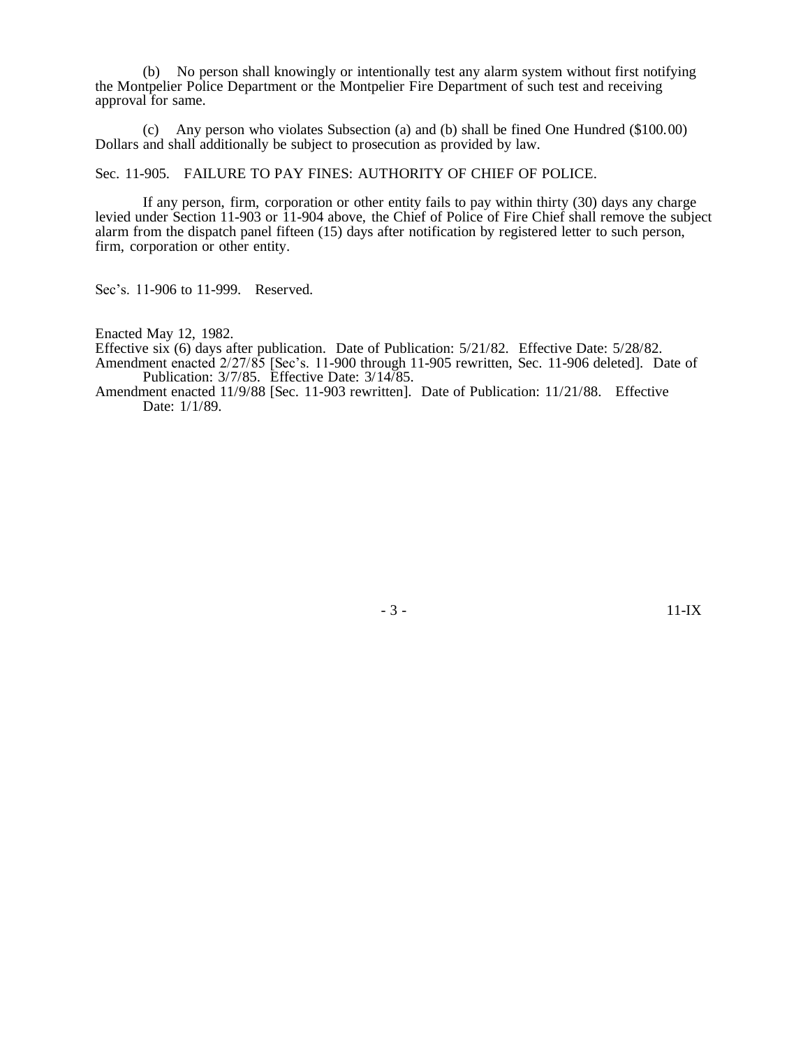(b) No person shall knowingly or intentionally test any alarm system without first notifying the Montpelier Police Department or the Montpelier Fire Department of such test and receiving approval for same.

(c) Any person who violates Subsection (a) and (b) shall be fined One Hundred ($100.00) Dollars and shall additionally be subject to prosecution as provided by law.

Sec. 11-905. FAILURE TO PAY FINES: AUTHORITY OF CHIEF OF POLICE.

If any person, firm, corporation or other entity fails to pay within thirty (30) days any charge levied under Section 11-903 or 11-904 above, the Chief of Police of Fire Chief shall remove the subject alarm from the dispatch panel fifteen (15) days after notification by registered letter to such person, firm, corporation or other entity.

Sec's. 11-906 to 11-999. Reserved.

Enacted May 12, 1982.
Effective six (6) days after publication. Date of Publication: 5/21/82. Effective Date: 5/28/82.
Amendment enacted 2/27/85 [Sec's. 11-900 through 11-905 rewritten, Sec. 11-906 deleted]. Date of Publication: 3/7/85. Effective Date: 3/14/85.
Amendment enacted 11/9/88 [Sec. 11-903 rewritten]. Date of Publication: 11/21/88. Effective Date: 1/1/89.